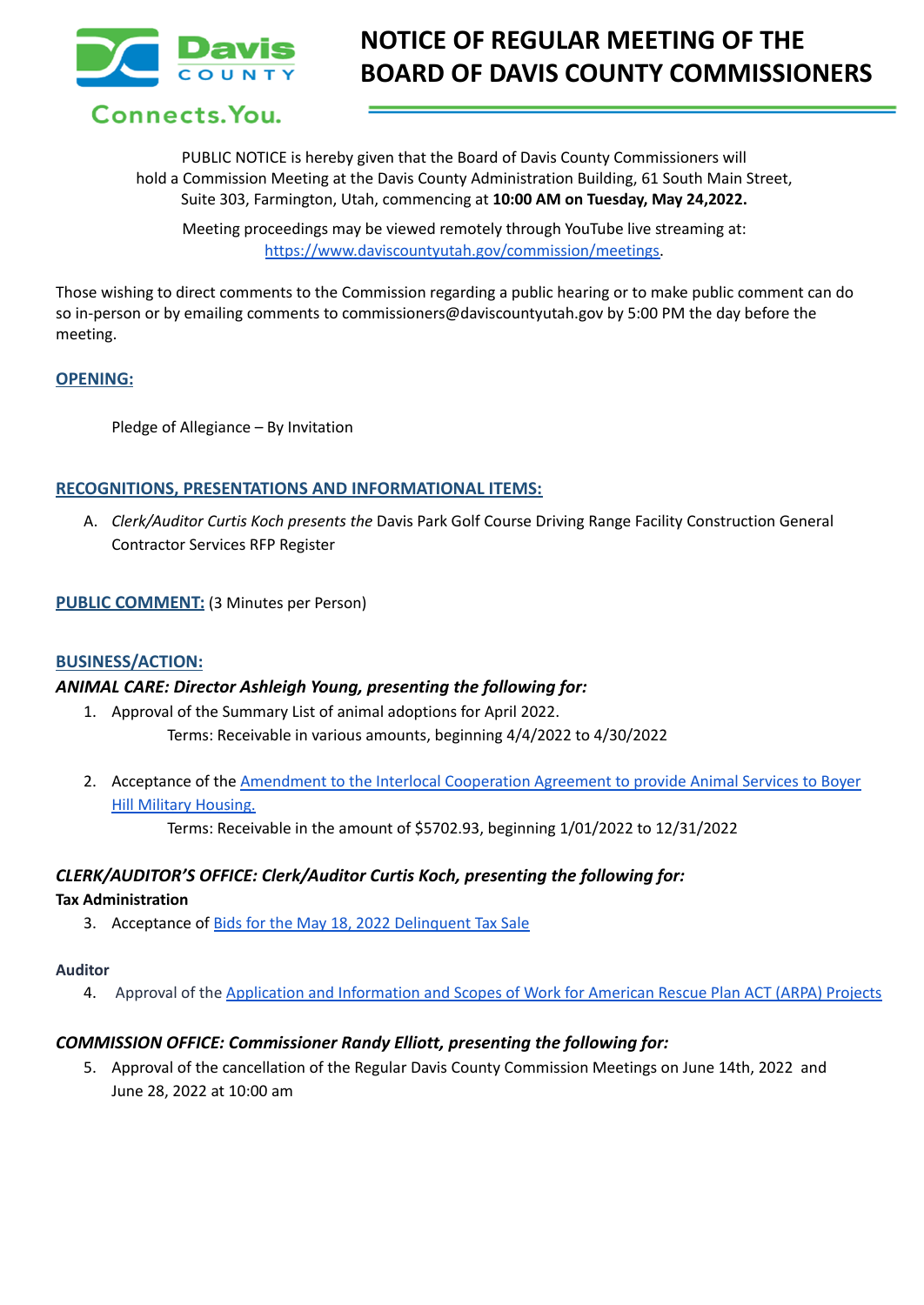Davis COUNTY

Connects.You.

# NOTICE OF REGULAR MEETING OF THE BOARD OF DAVIS COUNTY COMMISSIONERS

PUBLIC NOTICE is hereby given that the Board of Davis County Commissioners will hold a Commission Meeting at the Davis County Administration Building, 61 South Main Street, Suite 303, Farmington, Utah, commencing at **10:00 AM on Tuesday, May 24,2022.**

Meeting proceedings may be viewed remotely through YouTube live streaming at: [https://www.daviscountyutah.gov/commission/meetings](https://www.daviscountyutah.gov/commission/meetings).

Those wishing to direct comments to the Commission regarding a public hearing or to make public comment can do so in-person or by emailing comments to commissioners@daviscountyutah.gov by 5:00 PM the day before the meeting.

## OPENING:

Pledge of Allegiance – By Invitation

## RECOGNITIONS, PRESENTATIONS AND INFORMATIONAL ITEMS:

A. *Clerk/Auditor Curtis Koch presents the* Davis Park Golf Course Driving Range Facility Construction General Contractor Services RFP Register

## PUBLIC COMMENT: (3 Minutes per Person)

## BUSINESS/ACTION:

### *ANIMAL CARE: Director Ashleigh Young, presenting the following for:*

1. Approval of the Summary List of animal adoptions for April 2022.
   Terms: Receivable in various amounts, beginning 4/4/2022 to 4/30/2022

2. Acceptance of the Amendment to the Interlocal Cooperation Agreement to provide Animal Services to Boyer Hill Military Housing.
   Terms: Receivable in the amount of $5702.93, beginning 1/01/2022 to 12/31/2022

### *CLERK/AUDITOR'S OFFICE: Clerk/Auditor Curtis Koch, presenting the following for:*

**Tax Administration**

3. Acceptance of Bids for the May 18, 2022 Delinquent Tax Sale

**Auditor**

4. Approval of the Application and Information and Scopes of Work for American Rescue Plan ACT (ARPA) Projects

### *COMMISSION OFFICE: Commissioner Randy Elliott, presenting the following for:*

5. Approval of the cancellation of the Regular Davis County Commission Meetings on June 14th, 2022 and June 28, 2022 at 10:00 am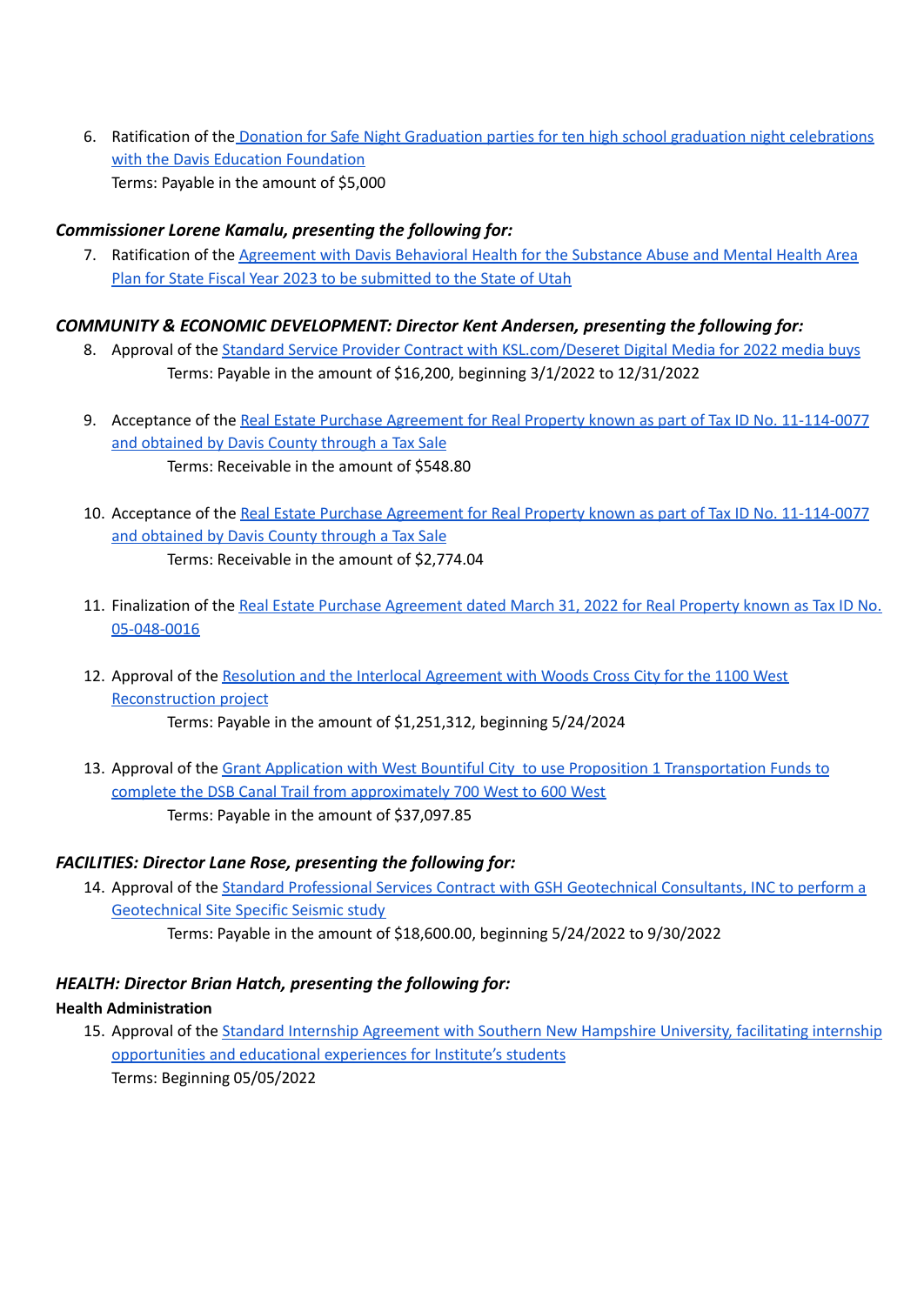6. Ratification of the Donation for Safe Night Graduation parties for ten high school graduation night celebrations with the Davis Education Foundation
   Terms: Payable in the amount of $5,000

***Commissioner Lorene Kamalu, presenting the following for:***

7. Ratification of the Agreement with Davis Behavioral Health for the Substance Abuse and Mental Health Area Plan for State Fiscal Year 2023 to be submitted to the State of Utah

***COMMUNITY & ECONOMIC DEVELOPMENT: Director Kent Andersen, presenting the following for:***

8. Approval of the Standard Service Provider Contract with KSL.com/Deseret Digital Media for 2022 media buys
   Terms: Payable in the amount of $16,200, beginning 3/1/2022 to 12/31/2022

9. Acceptance of the Real Estate Purchase Agreement for Real Property known as part of Tax ID No. 11-114-0077 and obtained by Davis County through a Tax Sale
   Terms: Receivable in the amount of $548.80

10. Acceptance of the Real Estate Purchase Agreement for Real Property known as part of Tax ID No. 11-114-0077 and obtained by Davis County through a Tax Sale
    Terms: Receivable in the amount of $2,774.04

11. Finalization of the Real Estate Purchase Agreement dated March 31, 2022 for Real Property known as Tax ID No. 05-048-0016

12. Approval of the Resolution and the Interlocal Agreement with Woods Cross City for the 1100 West Reconstruction project
    Terms: Payable in the amount of $1,251,312, beginning 5/24/2024

13. Approval of the Grant Application with West Bountiful City to use Proposition 1 Transportation Funds to complete the DSB Canal Trail from approximately 700 West to 600 West
    Terms: Payable in the amount of $37,097.85

***FACILITIES: Director Lane Rose, presenting the following for:***

14. Approval of the Standard Professional Services Contract with GSH Geotechnical Consultants, INC to perform a Geotechnical Site Specific Seismic study
    Terms: Payable in the amount of $18,600.00, beginning 5/24/2022 to 9/30/2022

***HEALTH: Director Brian Hatch, presenting the following for:***

**Health Administration**

15. Approval of the Standard Internship Agreement with Southern New Hampshire University, facilitating internship opportunities and educational experiences for Institute's students
    Terms: Beginning 05/05/2022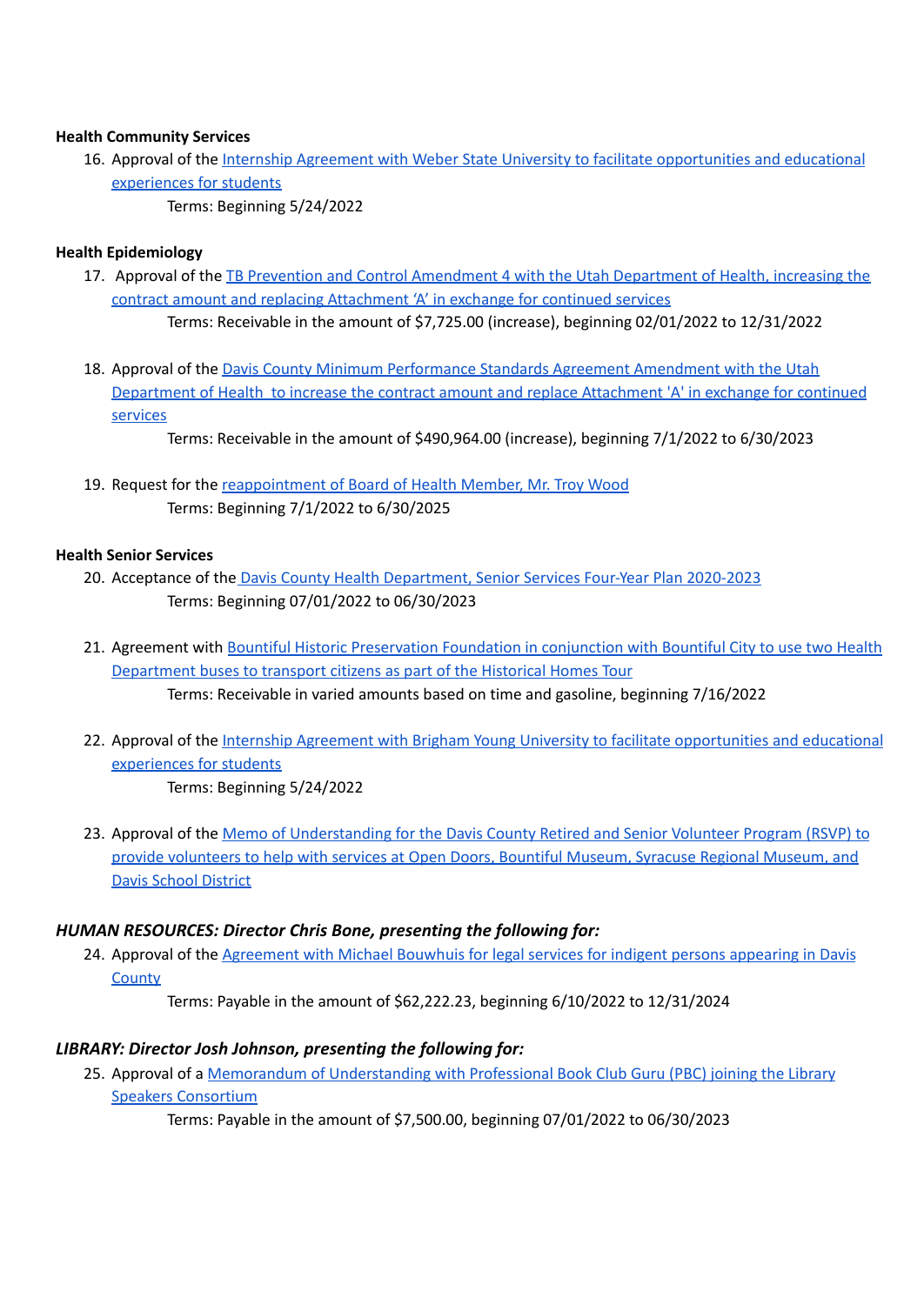**Health Community Services**

16. Approval of the Internship Agreement with Weber State University to facilitate opportunities and educational experiences for students

    Terms: Beginning 5/24/2022

**Health Epidemiology**

17. Approval of the TB Prevention and Control Amendment 4 with the Utah Department of Health, increasing the contract amount and replacing Attachment 'A' in exchange for continued services

    Terms: Receivable in the amount of $7,725.00 (increase), beginning 02/01/2022 to 12/31/2022

18. Approval of the Davis County Minimum Performance Standards Agreement Amendment with the Utah Department of Health to increase the contract amount and replace Attachment 'A' in exchange for continued services

    Terms: Receivable in the amount of $490,964.00 (increase), beginning 7/1/2022 to 6/30/2023

19. Request for the reappointment of Board of Health Member, Mr. Troy Wood

    Terms: Beginning 7/1/2022 to 6/30/2025

**Health Senior Services**

20. Acceptance of the Davis County Health Department, Senior Services Four-Year Plan 2020-2023

    Terms: Beginning 07/01/2022 to 06/30/2023

21. Agreement with Bountiful Historic Preservation Foundation in conjunction with Bountiful City to use two Health Department buses to transport citizens as part of the Historical Homes Tour

    Terms: Receivable in varied amounts based on time and gasoline, beginning 7/16/2022

22. Approval of the Internship Agreement with Brigham Young University to facilitate opportunities and educational experiences for students

    Terms: Beginning 5/24/2022

23. Approval of the Memo of Understanding for the Davis County Retired and Senior Volunteer Program (RSVP) to provide volunteers to help with services at Open Doors, Bountiful Museum, Syracuse Regional Museum, and Davis School District

***HUMAN RESOURCES: Director Chris Bone, presenting the following for:***

24. Approval of the Agreement with Michael Bouwhuis for legal services for indigent persons appearing in Davis County

    Terms: Payable in the amount of $62,222.23, beginning 6/10/2022 to 12/31/2024

***LIBRARY: Director Josh Johnson, presenting the following for:***

25. Approval of a Memorandum of Understanding with Professional Book Club Guru (PBC) joining the Library Speakers Consortium

    Terms: Payable in the amount of $7,500.00, beginning 07/01/2022 to 06/30/2023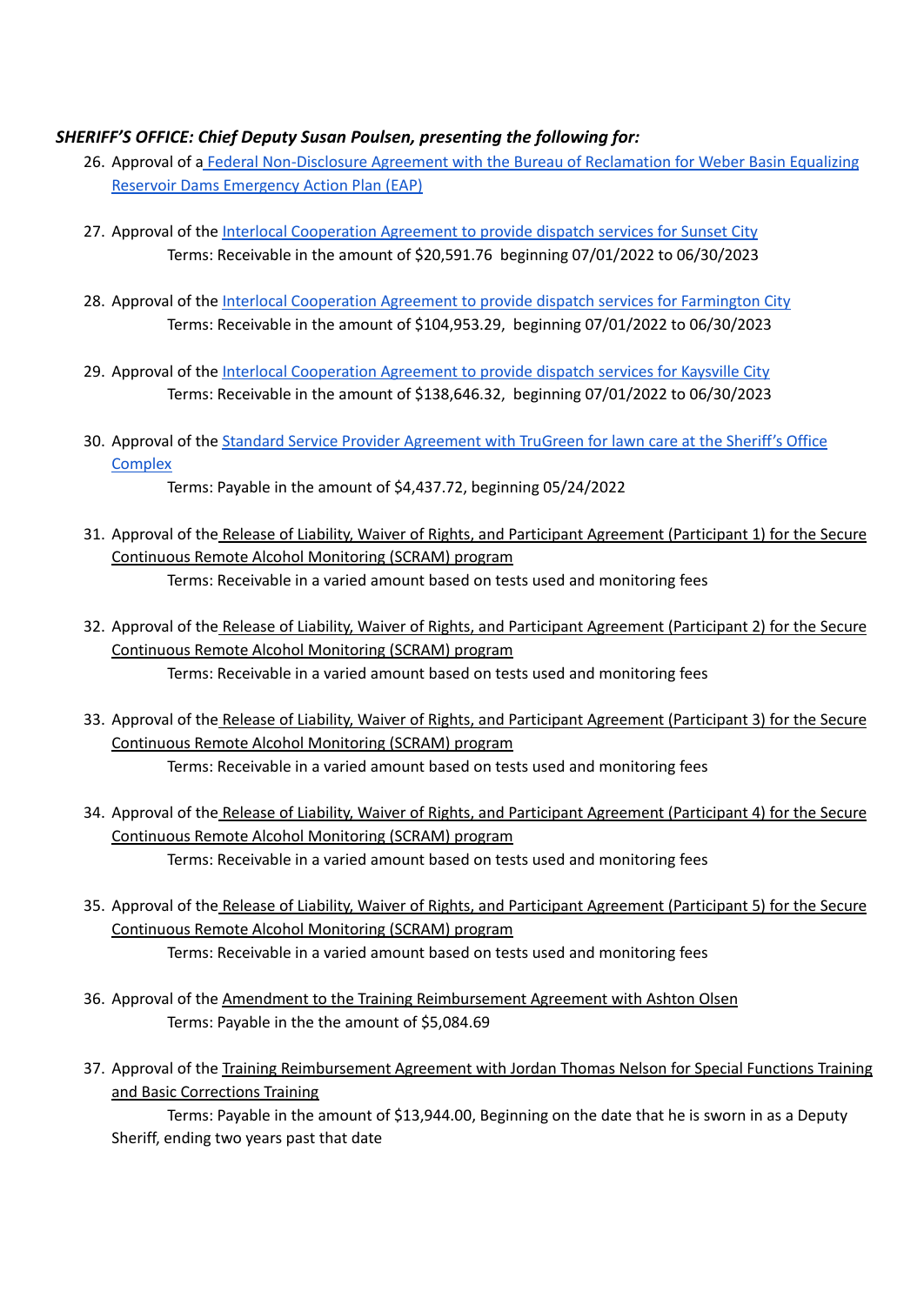***SHERIFF'S OFFICE: Chief Deputy Susan Poulsen, presenting the following for:***

26. Approval of a Federal Non-Disclosure Agreement with the Bureau of Reclamation for Weber Basin Equalizing Reservoir Dams Emergency Action Plan (EAP)

27. Approval of the Interlocal Cooperation Agreement to provide dispatch services for Sunset City
    Terms: Receivable in the amount of $20,591.76 beginning 07/01/2022 to 06/30/2023

28. Approval of the Interlocal Cooperation Agreement to provide dispatch services for Farmington City
    Terms: Receivable in the amount of $104,953.29, beginning 07/01/2022 to 06/30/2023

29. Approval of the Interlocal Cooperation Agreement to provide dispatch services for Kaysville City
    Terms: Receivable in the amount of $138,646.32, beginning 07/01/2022 to 06/30/2023

30. Approval of the Standard Service Provider Agreement with TruGreen for lawn care at the Sheriff's Office Complex
    Terms: Payable in the amount of $4,437.72, beginning 05/24/2022

31. Approval of the Release of Liability, Waiver of Rights, and Participant Agreement (Participant 1) for the Secure Continuous Remote Alcohol Monitoring (SCRAM) program
    Terms: Receivable in a varied amount based on tests used and monitoring fees

32. Approval of the Release of Liability, Waiver of Rights, and Participant Agreement (Participant 2) for the Secure Continuous Remote Alcohol Monitoring (SCRAM) program
    Terms: Receivable in a varied amount based on tests used and monitoring fees

33. Approval of the Release of Liability, Waiver of Rights, and Participant Agreement (Participant 3) for the Secure Continuous Remote Alcohol Monitoring (SCRAM) program
    Terms: Receivable in a varied amount based on tests used and monitoring fees

34. Approval of the Release of Liability, Waiver of Rights, and Participant Agreement (Participant 4) for the Secure Continuous Remote Alcohol Monitoring (SCRAM) program
    Terms: Receivable in a varied amount based on tests used and monitoring fees

35. Approval of the Release of Liability, Waiver of Rights, and Participant Agreement (Participant 5) for the Secure Continuous Remote Alcohol Monitoring (SCRAM) program
    Terms: Receivable in a varied amount based on tests used and monitoring fees

36. Approval of the Amendment to the Training Reimbursement Agreement with Ashton Olsen
    Terms: Payable in the the amount of $5,084.69

37. Approval of the Training Reimbursement Agreement with Jordan Thomas Nelson for Special Functions Training and Basic Corrections Training
    Terms: Payable in the amount of $13,944.00, Beginning on the date that he is sworn in as a Deputy Sheriff, ending two years past that date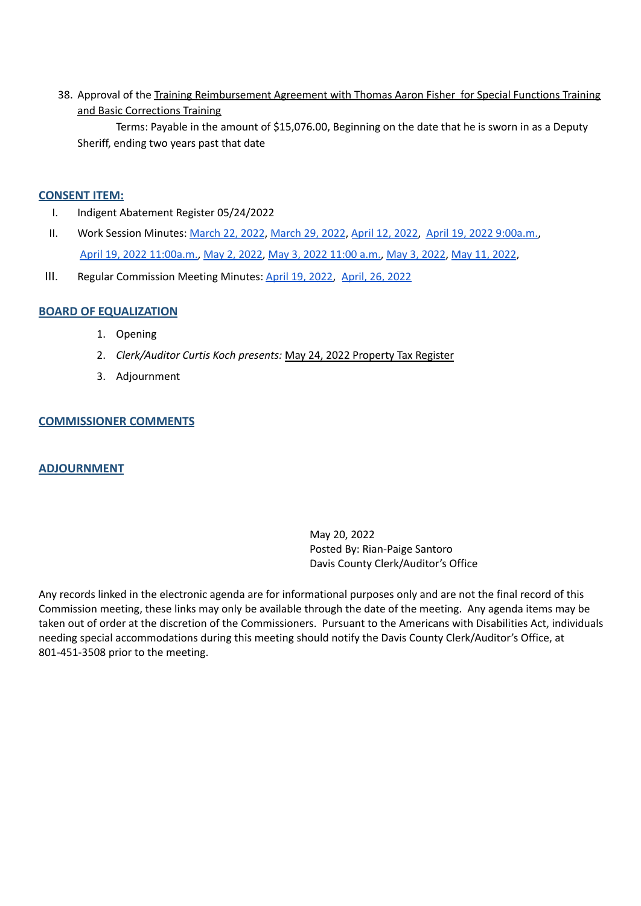38. Approval of the Training Reimbursement Agreement with Thomas Aaron Fisher for Special Functions Training and Basic Corrections Training

    Terms: Payable in the amount of $15,076.00, Beginning on the date that he is sworn in as a Deputy Sheriff, ending two years past that date

## CONSENT ITEM:

I. Indigent Abatement Register 05/24/2022

II. Work Session Minutes: March 22, 2022, March 29, 2022, April 12, 2022, April 19, 2022 9:00a.m., April 19, 2022 11:00a.m., May 2, 2022, May 3, 2022 11:00 a.m., May 3, 2022, May 11, 2022,

III. Regular Commission Meeting Minutes: April 19, 2022, April, 26, 2022

## BOARD OF EQUALIZATION

1. Opening
2. *Clerk/Auditor Curtis Koch presents:* May 24, 2022 Property Tax Register
3. Adjournment

## COMMISSIONER COMMENTS

## ADJOURNMENT

May 20, 2022
Posted By: Rian-Paige Santoro
Davis County Clerk/Auditor's Office

Any records linked in the electronic agenda are for informational purposes only and are not the final record of this Commission meeting, these links may only be available through the date of the meeting. Any agenda items may be taken out of order at the discretion of the Commissioners. Pursuant to the Americans with Disabilities Act, individuals needing special accommodations during this meeting should notify the Davis County Clerk/Auditor's Office, at 801-451-3508 prior to the meeting.